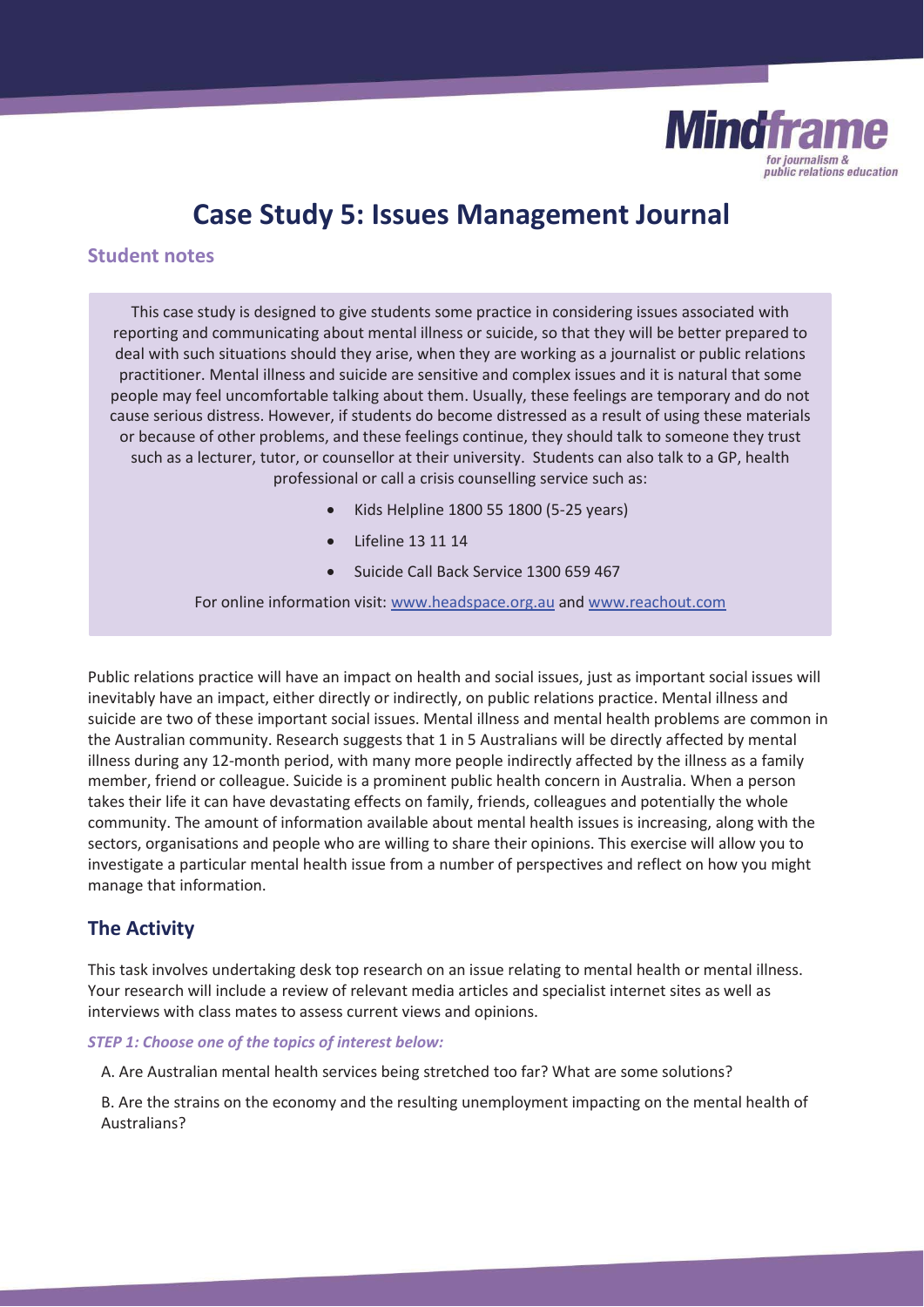# Case Study 5: Issues Management Journal

## Student notes

This case study is designed to give students some practice in considering issues associated with reporting and communicating about mental illness or suicide, so that they will be better prepared to deal with such situations should they arise, when they are working as a journalist or public relations practitioner. Mental illness and suicide are sensitive and complex issues and it is natural that some people may feel uncomfortable talking about them. Usually, these feelings are temporary and do not cause serious distress. However, if students do become distressed as a result of using these materials or because of other problems, and these feelings continue, they should talk to someone they trust such as a lecturer, tutor, or counsellor at their university. Students can also talk to a GP, health professional or call a crisis counselling service such as:

- Kids Helpline 1800 55 1800 (5-25 years)
- Lifeline 13 11 14
- Suicide Call Back Service 1300 659 467

For online information visit: www.headspace.org.au and www.reachout.com

Public relations practice will have an impact on health and social issues, just as important social issues will inevitably have an impact, either directly or indirectly, on public relations practice. Mental illness and suicide are two of these important social issues. Mental illness and mental health problems are common in the Australian community. Research suggests that 1 in 5 Australians will be directly affected by mental illness during any 12-month period, with many more people indirectly affected by the illness as a family member, friend or colleague. Suicide is a prominent public health concern in Australia. When a person takes their life it can have devastating effects on family, friends, colleagues and potentially the whole community. The amount of information available about mental health issues is increasing, along with the sectors, organisations and people who are willing to share their opinions. This exercise will allow you to investigate a particular mental health issue from a number of perspectives and reflect on how you might manage that information.

## The Activity

This task involves undertaking desk top research on an issue relating to mental health or mental illness. Your research will include a review of relevant media articles and specialist internet sites as well as interviews with class mates to assess current views and opinions.

***STEP 1: Choose one of the topics of interest below:***

A. Are Australian mental health services being stretched too far? What are some solutions?

B. Are the strains on the economy and the resulting unemployment impacting on the mental health of Australians?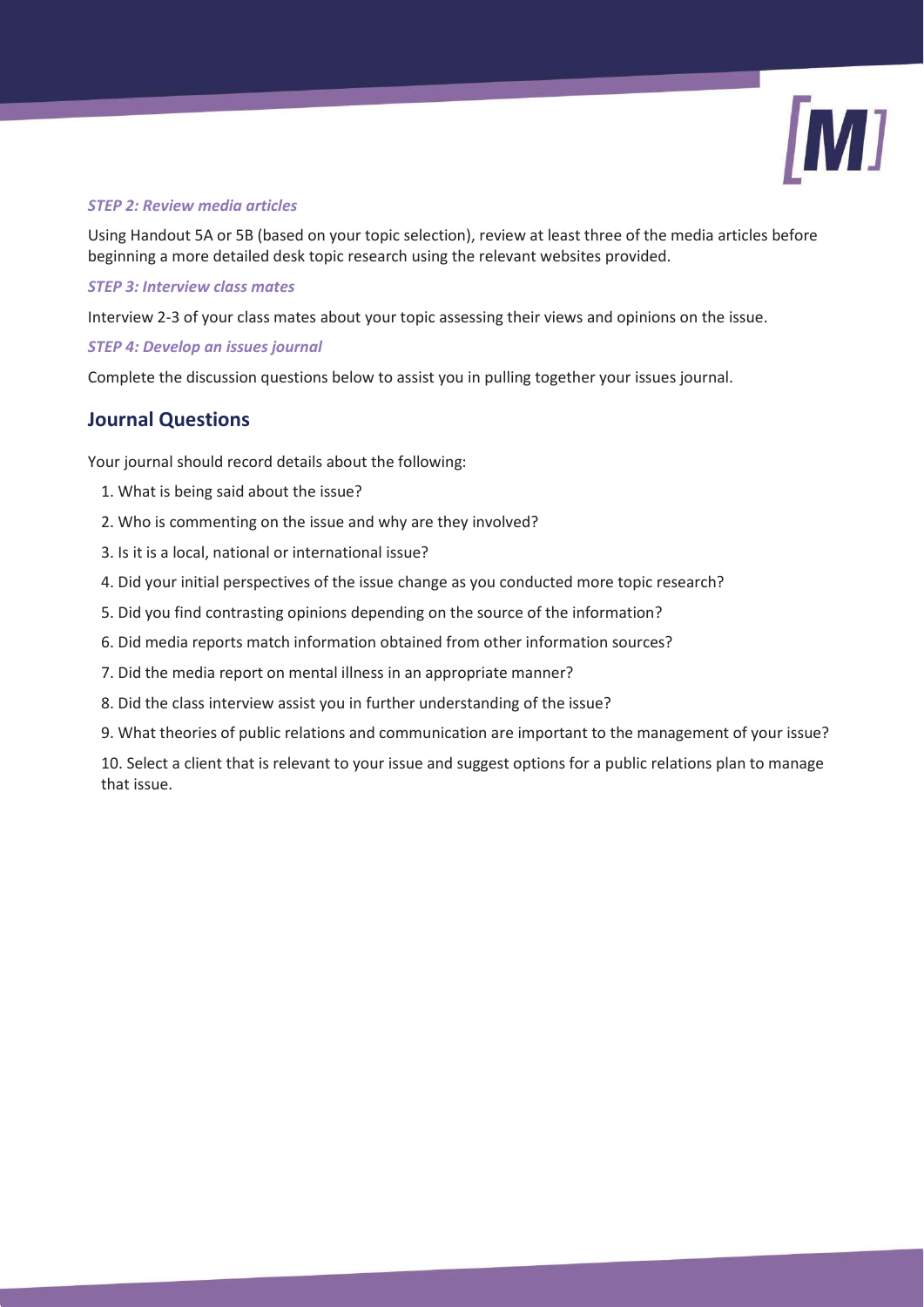*STEP 2: Review media articles*

Using Handout 5A or 5B (based on your topic selection), review at least three of the media articles before beginning a more detailed desk topic research using the relevant websites provided.

*STEP 3: Interview class mates*

Interview 2-3 of your class mates about your topic assessing their views and opinions on the issue.

*STEP 4: Develop an issues journal*

Complete the discussion questions below to assist you in pulling together your issues journal.

## Journal Questions

Your journal should record details about the following:

1. What is being said about the issue?
2. Who is commenting on the issue and why are they involved?
3. Is it is a local, national or international issue?
4. Did your initial perspectives of the issue change as you conducted more topic research?
5. Did you find contrasting opinions depending on the source of the information?
6. Did media reports match information obtained from other information sources?
7. Did the media report on mental illness in an appropriate manner?
8. Did the class interview assist you in further understanding of the issue?
9. What theories of public relations and communication are important to the management of your issue?
10. Select a client that is relevant to your issue and suggest options for a public relations plan to manage that issue.